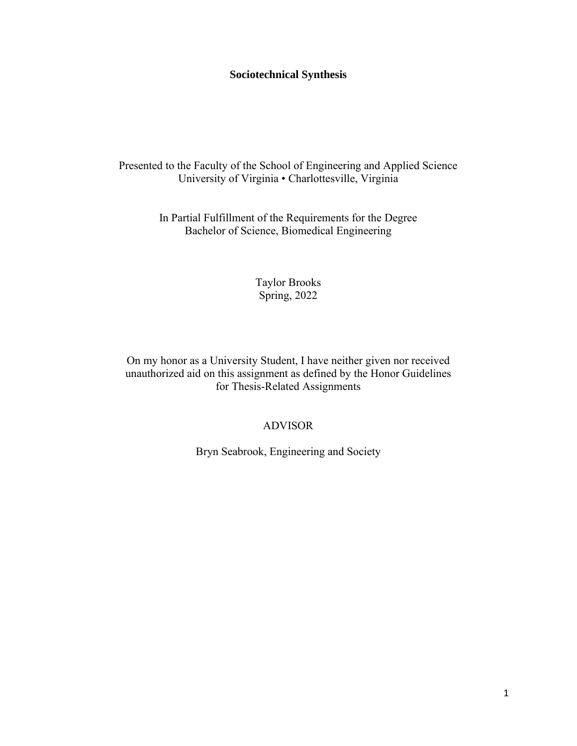# Sociotechnical Synthesis

Presented to the Faculty of the School of Engineering and Applied Science
University of Virginia • Charlottesville, Virginia

In Partial Fulfillment of the Requirements for the Degree
Bachelor of Science, Biomedical Engineering

Taylor Brooks
Spring, 2022

On my honor as a University Student, I have neither given nor received unauthorized aid on this assignment as defined by the Honor Guidelines for Thesis-Related Assignments

ADVISOR

Bryn Seabrook, Engineering and Society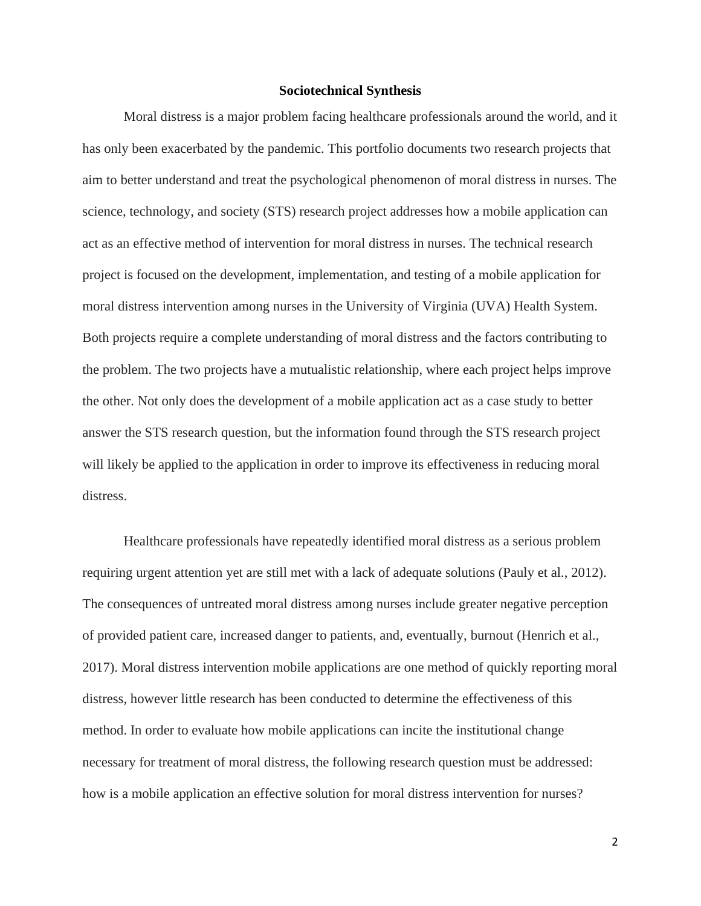## Sociotechnical Synthesis

Moral distress is a major problem facing healthcare professionals around the world, and it has only been exacerbated by the pandemic. This portfolio documents two research projects that aim to better understand and treat the psychological phenomenon of moral distress in nurses. The science, technology, and society (STS) research project addresses how a mobile application can act as an effective method of intervention for moral distress in nurses. The technical research project is focused on the development, implementation, and testing of a mobile application for moral distress intervention among nurses in the University of Virginia (UVA) Health System. Both projects require a complete understanding of moral distress and the factors contributing to the problem. The two projects have a mutualistic relationship, where each project helps improve the other. Not only does the development of a mobile application act as a case study to better answer the STS research question, but the information found through the STS research project will likely be applied to the application in order to improve its effectiveness in reducing moral distress.

Healthcare professionals have repeatedly identified moral distress as a serious problem requiring urgent attention yet are still met with a lack of adequate solutions (Pauly et al., 2012). The consequences of untreated moral distress among nurses include greater negative perception of provided patient care, increased danger to patients, and, eventually, burnout (Henrich et al., 2017). Moral distress intervention mobile applications are one method of quickly reporting moral distress, however little research has been conducted to determine the effectiveness of this method. In order to evaluate how mobile applications can incite the institutional change necessary for treatment of moral distress, the following research question must be addressed: how is a mobile application an effective solution for moral distress intervention for nurses?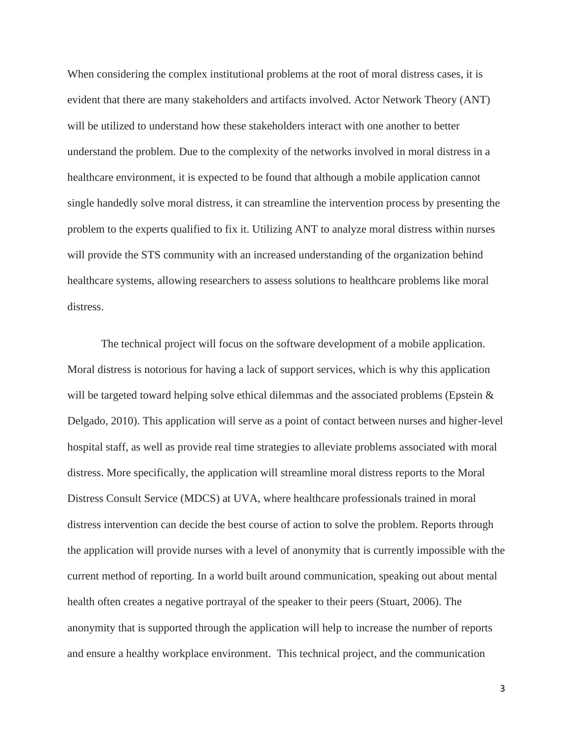When considering the complex institutional problems at the root of moral distress cases, it is evident that there are many stakeholders and artifacts involved. Actor Network Theory (ANT) will be utilized to understand how these stakeholders interact with one another to better understand the problem. Due to the complexity of the networks involved in moral distress in a healthcare environment, it is expected to be found that although a mobile application cannot single handedly solve moral distress, it can streamline the intervention process by presenting the problem to the experts qualified to fix it. Utilizing ANT to analyze moral distress within nurses will provide the STS community with an increased understanding of the organization behind healthcare systems, allowing researchers to assess solutions to healthcare problems like moral distress.

The technical project will focus on the software development of a mobile application. Moral distress is notorious for having a lack of support services, which is why this application will be targeted toward helping solve ethical dilemmas and the associated problems (Epstein & Delgado, 2010). This application will serve as a point of contact between nurses and higher-level hospital staff, as well as provide real time strategies to alleviate problems associated with moral distress. More specifically, the application will streamline moral distress reports to the Moral Distress Consult Service (MDCS) at UVA, where healthcare professionals trained in moral distress intervention can decide the best course of action to solve the problem. Reports through the application will provide nurses with a level of anonymity that is currently impossible with the current method of reporting. In a world built around communication, speaking out about mental health often creates a negative portrayal of the speaker to their peers (Stuart, 2006). The anonymity that is supported through the application will help to increase the number of reports and ensure a healthy workplace environment. This technical project, and the communication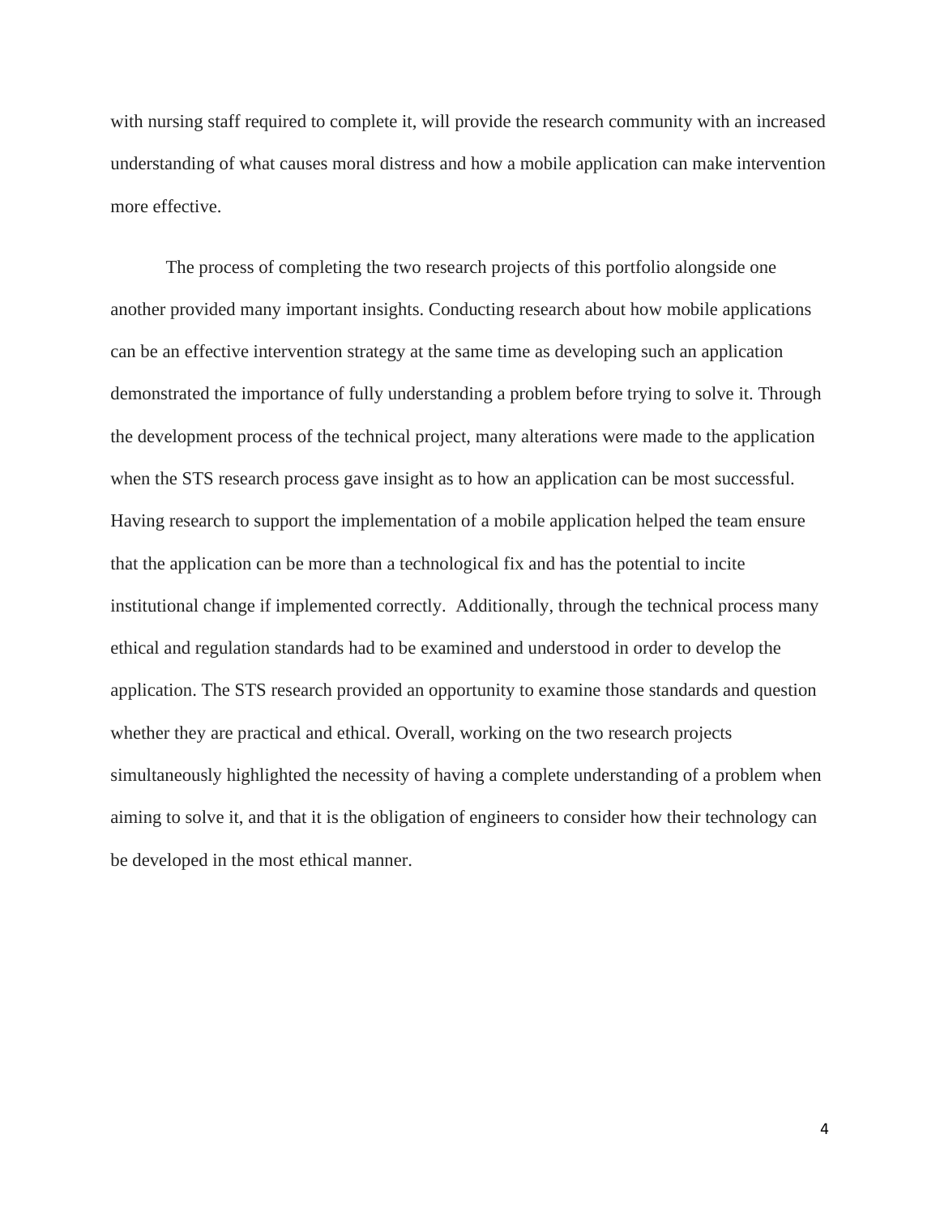with nursing staff required to complete it, will provide the research community with an increased understanding of what causes moral distress and how a mobile application can make intervention more effective.

The process of completing the two research projects of this portfolio alongside one another provided many important insights. Conducting research about how mobile applications can be an effective intervention strategy at the same time as developing such an application demonstrated the importance of fully understanding a problem before trying to solve it. Through the development process of the technical project, many alterations were made to the application when the STS research process gave insight as to how an application can be most successful. Having research to support the implementation of a mobile application helped the team ensure that the application can be more than a technological fix and has the potential to incite institutional change if implemented correctly. Additionally, through the technical process many ethical and regulation standards had to be examined and understood in order to develop the application. The STS research provided an opportunity to examine those standards and question whether they are practical and ethical. Overall, working on the two research projects simultaneously highlighted the necessity of having a complete understanding of a problem when aiming to solve it, and that it is the obligation of engineers to consider how their technology can be developed in the most ethical manner.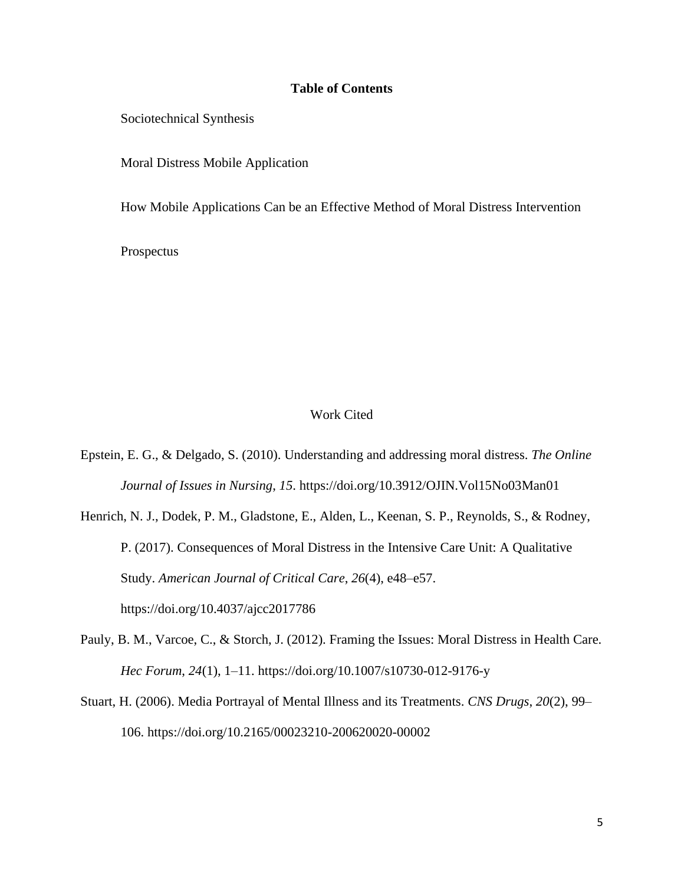## Table of Contents

Sociotechnical Synthesis

Moral Distress Mobile Application

How Mobile Applications Can be an Effective Method of Moral Distress Intervention

Prospectus

## Work Cited

Epstein, E. G., & Delgado, S. (2010). Understanding and addressing moral distress. *The Online Journal of Issues in Nursing*, *15*. https://doi.org/10.3912/OJIN.Vol15No03Man01

Henrich, N. J., Dodek, P. M., Gladstone, E., Alden, L., Keenan, S. P., Reynolds, S., & Rodney, P. (2017). Consequences of Moral Distress in the Intensive Care Unit: A Qualitative Study. *American Journal of Critical Care*, *26*(4), e48–e57. https://doi.org/10.4037/ajcc2017786

Pauly, B. M., Varcoe, C., & Storch, J. (2012). Framing the Issues: Moral Distress in Health Care. *Hec Forum*, *24*(1), 1–11. https://doi.org/10.1007/s10730-012-9176-y

Stuart, H. (2006). Media Portrayal of Mental Illness and its Treatments. *CNS Drugs*, *20*(2), 99–106. https://doi.org/10.2165/00023210-200620020-00002